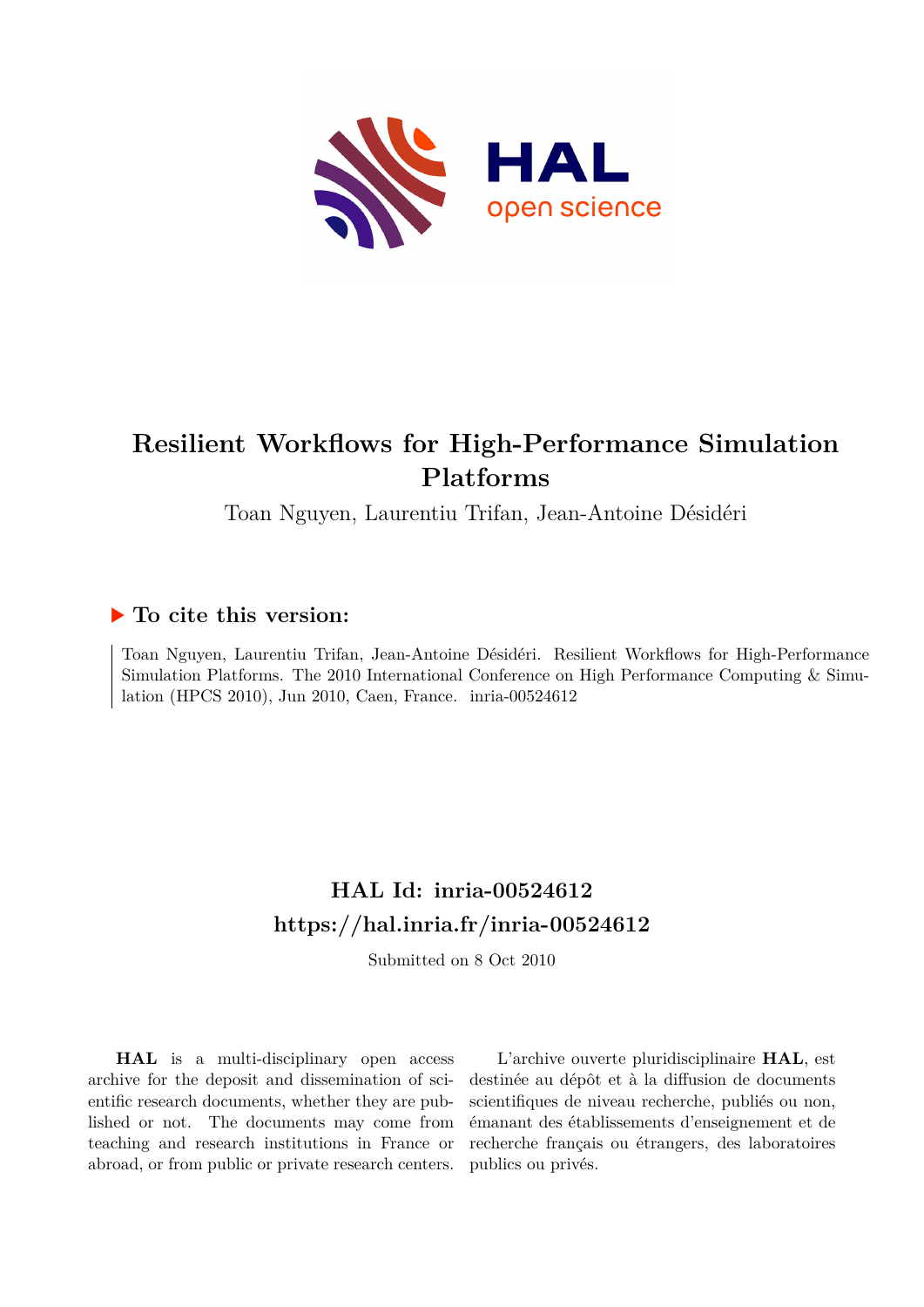# Resilient Workflows for High-Performance Simulation Platforms

Toan Nguyen, Laurentiu Trifan, Jean-Antoine Désidéri

## ▶ To cite this version:

Toan Nguyen, Laurentiu Trifan, Jean-Antoine Désidéri. Resilient Workflows for High-Performance Simulation Platforms. The 2010 International Conference on High Performance Computing & Simulation (HPCS 2010), Jun 2010, Caen, France. inria-00524612

## HAL Id: inria-00524612
## https://hal.inria.fr/inria-00524612

Submitted on 8 Oct 2010

**HAL** is a multi-disciplinary open access archive for the deposit and dissemination of scientific research documents, whether they are published or not. The documents may come from teaching and research institutions in France or abroad, or from public or private research centers.

L'archive ouverte pluridisciplinaire **HAL**, est destinée au dépôt et à la diffusion de documents scientifiques de niveau recherche, publiés ou non, émanant des établissements d'enseignement et de recherche français ou étrangers, des laboratoires publics ou privés.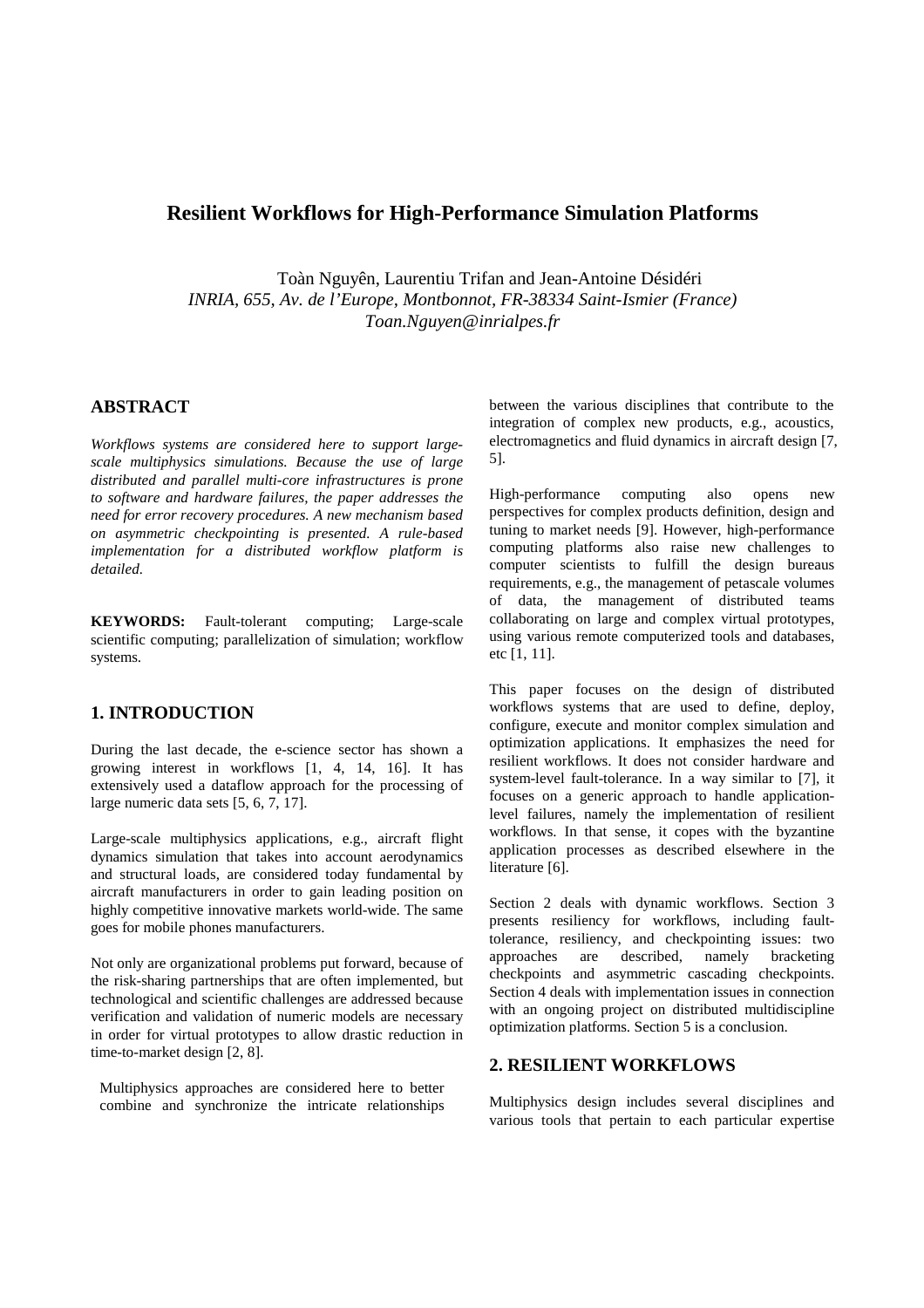# Resilient Workflows for High-Performance Simulation Platforms

Toàn Nguyên, Laurentiu Trifan and Jean-Antoine Désidéri
*INRIA, 655, Av. de l'Europe, Montbonnot, FR-38334 Saint-Ismier (France)*
*Toan.Nguyen@inrialpes.fr*

## ABSTRACT

*Workflows systems are considered here to support large-scale multiphysics simulations. Because the use of large distributed and parallel multi-core infrastructures is prone to software and hardware failures, the paper addresses the need for error recovery procedures. A new mechanism based on asymmetric checkpointing is presented. A rule-based implementation for a distributed workflow platform is detailed.*

**KEYWORDS:** Fault-tolerant computing; Large-scale scientific computing; parallelization of simulation; workflow systems.

## 1. INTRODUCTION

During the last decade, the e-science sector has shown a growing interest in workflows [1, 4, 14, 16]. It has extensively used a dataflow approach for the processing of large numeric data sets [5, 6, 7, 17].

Large-scale multiphysics applications, e.g., aircraft flight dynamics simulation that takes into account aerodynamics and structural loads, are considered today fundamental by aircraft manufacturers in order to gain leading position on highly competitive innovative markets world-wide. The same goes for mobile phones manufacturers.

Not only are organizational problems put forward, because of the risk-sharing partnerships that are often implemented, but technological and scientific challenges are addressed because verification and validation of numeric models are necessary in order for virtual prototypes to allow drastic reduction in time-to-market design [2, 8].

Multiphysics approaches are considered here to better combine and synchronize the intricate relationships between the various disciplines that contribute to the integration of complex new products, e.g., acoustics, electromagnetics and fluid dynamics in aircraft design [7, 5].

High-performance computing also opens new perspectives for complex products definition, design and tuning to market needs [9]. However, high-performance computing platforms also raise new challenges to computer scientists to fulfill the design bureaus requirements, e.g., the management of petascale volumes of data, the management of distributed teams collaborating on large and complex virtual prototypes, using various remote computerized tools and databases, etc [1, 11].

This paper focuses on the design of distributed workflows systems that are used to define, deploy, configure, execute and monitor complex simulation and optimization applications. It emphasizes the need for resilient workflows. It does not consider hardware and system-level fault-tolerance. In a way similar to [7], it focuses on a generic approach to handle application-level failures, namely the implementation of resilient workflows. In that sense, it copes with the byzantine application processes as described elsewhere in the literature [6].

Section 2 deals with dynamic workflows. Section 3 presents resiliency for workflows, including fault-tolerance, resiliency, and checkpointing issues: two approaches are described, namely bracketing checkpoints and asymmetric cascading checkpoints. Section 4 deals with implementation issues in connection with an ongoing project on distributed multidiscipline optimization platforms. Section 5 is a conclusion.

## 2. RESILIENT WORKFLOWS

Multiphysics design includes several disciplines and various tools that pertain to each particular expertise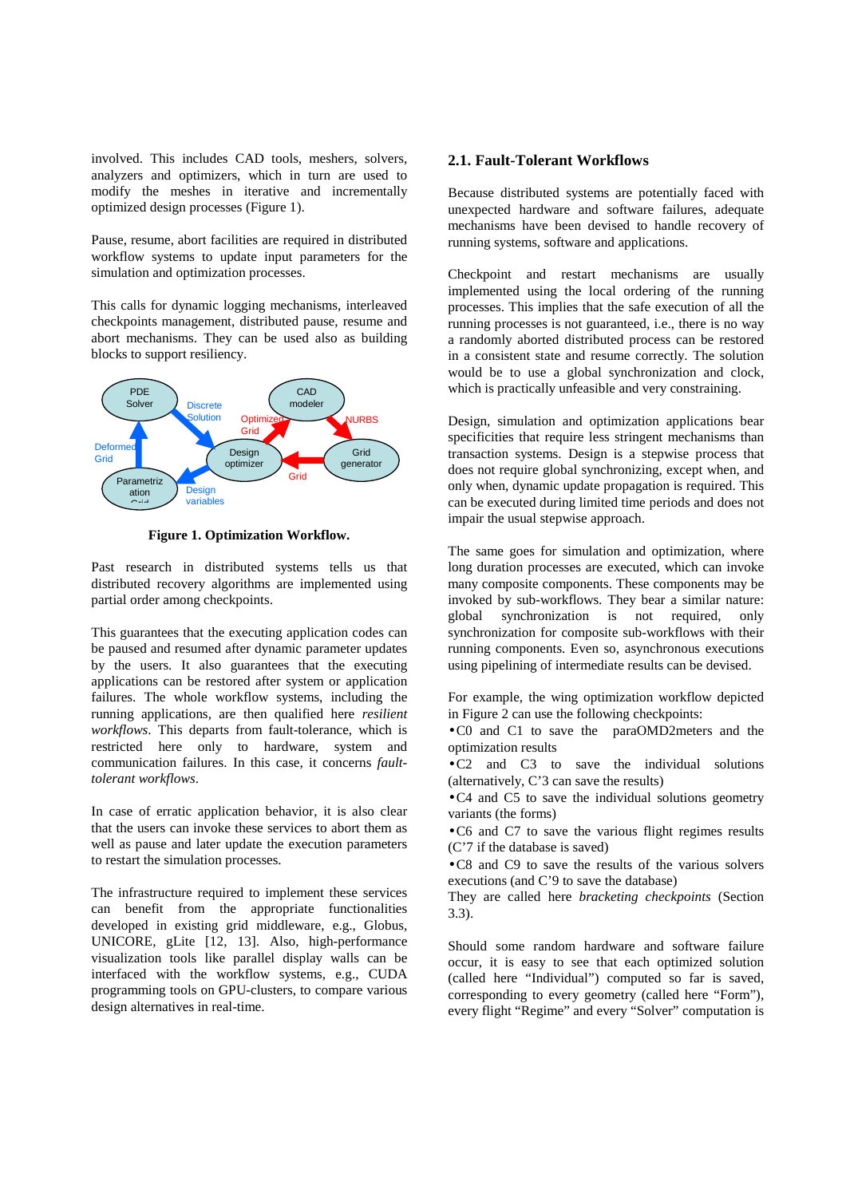involved. This includes CAD tools, meshers, solvers, analyzers and optimizers, which in turn are used to modify the meshes in iterative and incrementally optimized design processes (Figure 1).

Pause, resume, abort facilities are required in distributed workflow systems to update input parameters for the simulation and optimization processes.

This calls for dynamic logging mechanisms, interleaved checkpoints management, distributed pause, resume and abort mechanisms. They can be used also as building blocks to support resiliency.

**Figure 1. Optimization Workflow.**

Past research in distributed systems tells us that distributed recovery algorithms are implemented using partial order among checkpoints.

This guarantees that the executing application codes can be paused and resumed after dynamic parameter updates by the users. It also guarantees that the executing applications can be restored after system or application failures. The whole workflow systems, including the running applications, are then qualified here *resilient workflows*. This departs from fault-tolerance, which is restricted here only to hardware, system and communication failures. In this case, it concerns *fault-tolerant workflows*.

In case of erratic application behavior, it is also clear that the users can invoke these services to abort them as well as pause and later update the execution parameters to restart the simulation processes.

The infrastructure required to implement these services can benefit from the appropriate functionalities developed in existing grid middleware, e.g., Globus, UNICORE, gLite [12, 13]. Also, high-performance visualization tools like parallel display walls can be interfaced with the workflow systems, e.g., CUDA programming tools on GPU-clusters, to compare various design alternatives in real-time.

## 2.1. Fault-Tolerant Workflows

Because distributed systems are potentially faced with unexpected hardware and software failures, adequate mechanisms have been devised to handle recovery of running systems, software and applications.

Checkpoint and restart mechanisms are usually implemented using the local ordering of the running processes. This implies that the safe execution of all the running processes is not guaranteed, i.e., there is no way a randomly aborted distributed process can be restored in a consistent state and resume correctly. The solution would be to use a global synchronization and clock, which is practically unfeasible and very constraining.

Design, simulation and optimization applications bear specificities that require less stringent mechanisms than transaction systems. Design is a stepwise process that does not require global synchronizing, except when, and only when, dynamic update propagation is required. This can be executed during limited time periods and does not impair the usual stepwise approach.

The same goes for simulation and optimization, where long duration processes are executed, which can invoke many composite components. These components may be invoked by sub-workflows. They bear a similar nature: global synchronization is not required, only synchronization for composite sub-workflows with their running components. Even so, asynchronous executions using pipelining of intermediate results can be devised.

For example, the wing optimization workflow depicted in Figure 2 can use the following checkpoints:

- C0 and C1 to save the paraOMD2meters and the optimization results
- C2 and C3 to save the individual solutions (alternatively, C'3 can save the results)
- C4 and C5 to save the individual solutions geometry variants (the forms)
- C6 and C7 to save the various flight regimes results (C'7 if the database is saved)
- C8 and C9 to save the results of the various solvers executions (and C'9 to save the database)

They are called here *bracketing checkpoints* (Section 3.3).

Should some random hardware and software failure occur, it is easy to see that each optimized solution (called here "Individual") computed so far is saved, corresponding to every geometry (called here "Form"), every flight "Regime" and every "Solver" computation is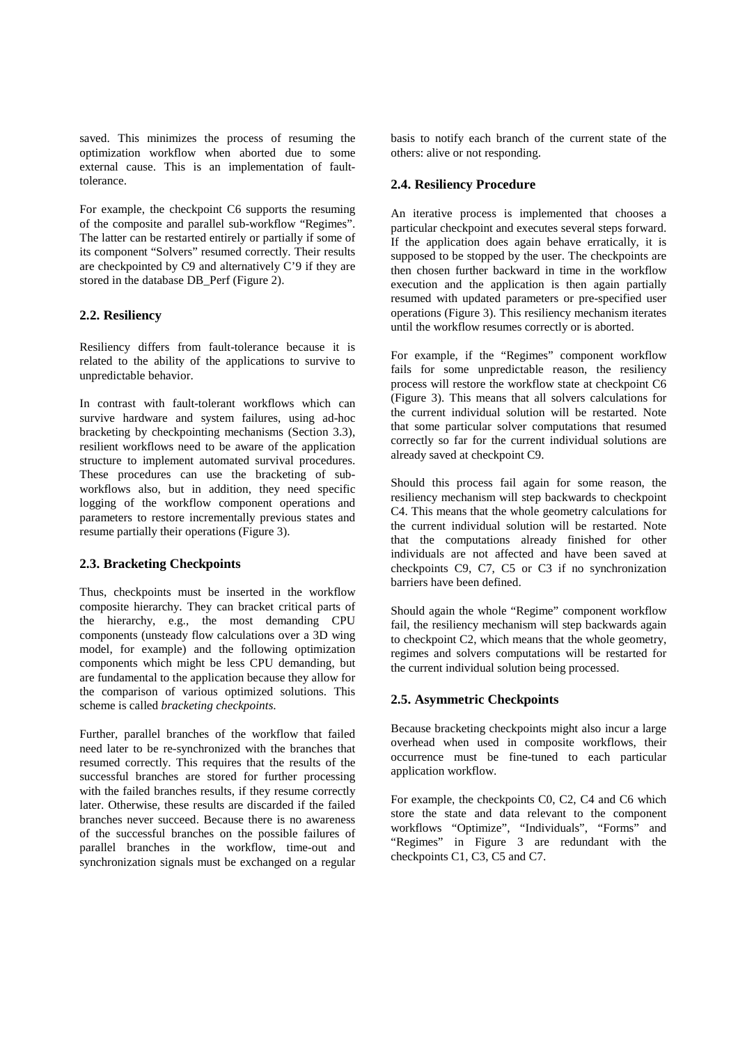saved. This minimizes the process of resuming the optimization workflow when aborted due to some external cause. This is an implementation of fault-tolerance.

For example, the checkpoint C6 supports the resuming of the composite and parallel sub-workflow "Regimes". The latter can be restarted entirely or partially if some of its component "Solvers" resumed correctly. Their results are checkpointed by C9 and alternatively C'9 if they are stored in the database DB_Perf (Figure 2).

### 2.2. Resiliency

Resiliency differs from fault-tolerance because it is related to the ability of the applications to survive to unpredictable behavior.

In contrast with fault-tolerant workflows which can survive hardware and system failures, using ad-hoc bracketing by checkpointing mechanisms (Section 3.3), resilient workflows need to be aware of the application structure to implement automated survival procedures. These procedures can use the bracketing of sub-workflows also, but in addition, they need specific logging of the workflow component operations and parameters to restore incrementally previous states and resume partially their operations (Figure 3).

### 2.3. Bracketing Checkpoints

Thus, checkpoints must be inserted in the workflow composite hierarchy. They can bracket critical parts of the hierarchy, e.g., the most demanding CPU components (unsteady flow calculations over a 3D wing model, for example) and the following optimization components which might be less CPU demanding, but are fundamental to the application because they allow for the comparison of various optimized solutions. This scheme is called *bracketing checkpoints*.

Further, parallel branches of the workflow that failed need later to be re-synchronized with the branches that resumed correctly. This requires that the results of the successful branches are stored for further processing with the failed branches results, if they resume correctly later. Otherwise, these results are discarded if the failed branches never succeed. Because there is no awareness of the successful branches on the possible failures of parallel branches in the workflow, time-out and synchronization signals must be exchanged on a regular basis to notify each branch of the current state of the others: alive or not responding.

### 2.4. Resiliency Procedure

An iterative process is implemented that chooses a particular checkpoint and executes several steps forward. If the application does again behave erratically, it is supposed to be stopped by the user. The checkpoints are then chosen further backward in time in the workflow execution and the application is then again partially resumed with updated parameters or pre-specified user operations (Figure 3). This resiliency mechanism iterates until the workflow resumes correctly or is aborted.

For example, if the "Regimes" component workflow fails for some unpredictable reason, the resiliency process will restore the workflow state at checkpoint C6 (Figure 3). This means that all solvers calculations for the current individual solution will be restarted. Note that some particular solver computations that resumed correctly so far for the current individual solutions are already saved at checkpoint C9.

Should this process fail again for some reason, the resiliency mechanism will step backwards to checkpoint C4. This means that the whole geometry calculations for the current individual solution will be restarted. Note that the computations already finished for other individuals are not affected and have been saved at checkpoints C9, C7, C5 or C3 if no synchronization barriers have been defined.

Should again the whole "Regime" component workflow fail, the resiliency mechanism will step backwards again to checkpoint C2, which means that the whole geometry, regimes and solvers computations will be restarted for the current individual solution being processed.

### 2.5. Asymmetric Checkpoints

Because bracketing checkpoints might also incur a large overhead when used in composite workflows, their occurrence must be fine-tuned to each particular application workflow.

For example, the checkpoints C0, C2, C4 and C6 which store the state and data relevant to the component workflows "Optimize", "Individuals", "Forms" and "Regimes" in Figure 3 are redundant with the checkpoints C1, C3, C5 and C7.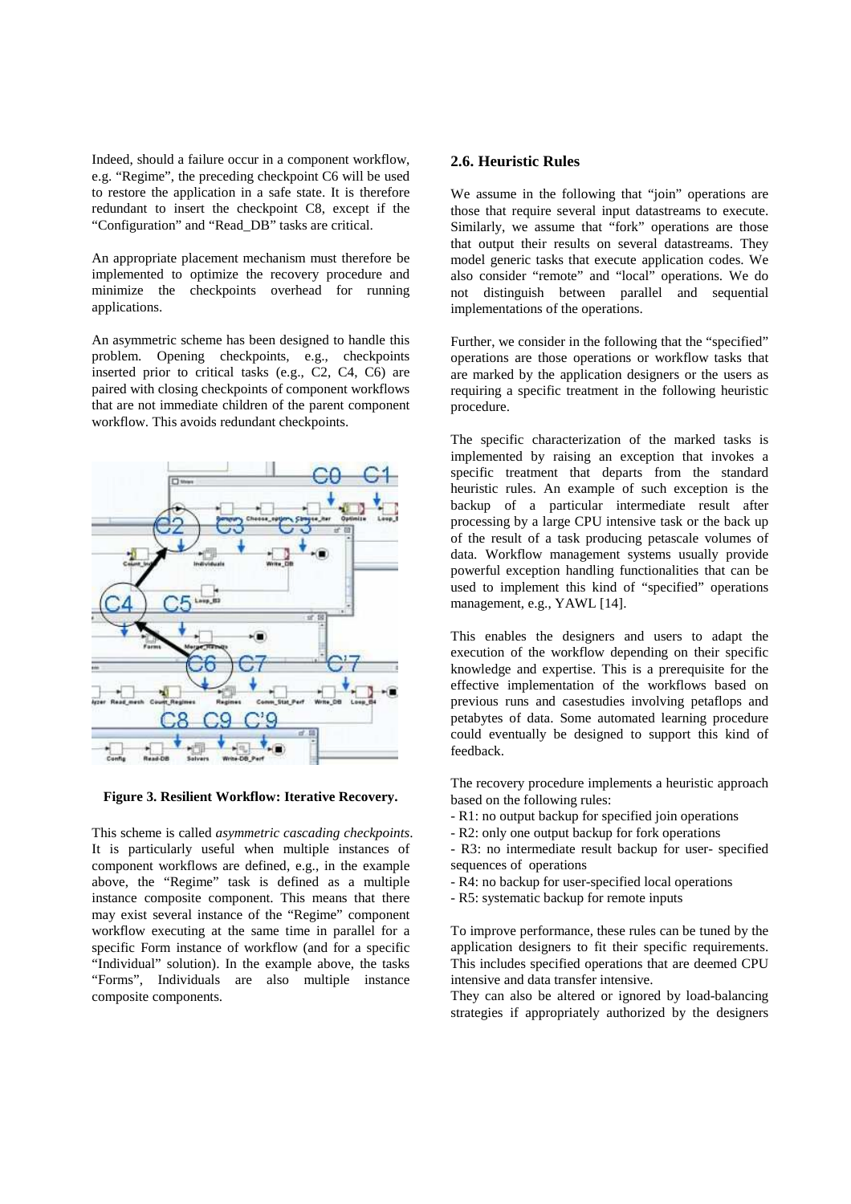Indeed, should a failure occur in a component workflow, e.g. "Regime", the preceding checkpoint C6 will be used to restore the application in a safe state. It is therefore redundant to insert the checkpoint C8, except if the "Configuration" and "Read_DB" tasks are critical.

An appropriate placement mechanism must therefore be implemented to optimize the recovery procedure and minimize the checkpoints overhead for running applications.

An asymmetric scheme has been designed to handle this problem. Opening checkpoints, e.g., checkpoints inserted prior to critical tasks (e.g., C2, C4, C6) are paired with closing checkpoints of component workflows that are not immediate children of the parent component workflow. This avoids redundant checkpoints.

**Figure 3. Resilient Workflow: Iterative Recovery.**

This scheme is called *asymmetric cascading checkpoints*. It is particularly useful when multiple instances of component workflows are defined, e.g., in the example above, the "Regime" task is defined as a multiple instance composite component. This means that there may exist several instance of the "Regime" component workflow executing at the same time in parallel for a specific Form instance of workflow (and for a specific "Individual" solution). In the example above, the tasks "Forms", Individuals are also multiple instance composite components.

### 2.6. Heuristic Rules

We assume in the following that "join" operations are those that require several input datastreams to execute. Similarly, we assume that "fork" operations are those that output their results on several datastreams. They model generic tasks that execute application codes. We also consider "remote" and "local" operations. We do not distinguish between parallel and sequential implementations of the operations.

Further, we consider in the following that the "specified" operations are those operations or workflow tasks that are marked by the application designers or the users as requiring a specific treatment in the following heuristic procedure.

The specific characterization of the marked tasks is implemented by raising an exception that invokes a specific treatment that departs from the standard heuristic rules. An example of such exception is the backup of a particular intermediate result after processing by a large CPU intensive task or the back up of the result of a task producing petascale volumes of data. Workflow management systems usually provide powerful exception handling functionalities that can be used to implement this kind of "specified" operations management, e.g., YAWL [14].

This enables the designers and users to adapt the execution of the workflow depending on their specific knowledge and expertise. This is a prerequisite for the effective implementation of the workflows based on previous runs and casestudies involving petaflops and petabytes of data. Some automated learning procedure could eventually be designed to support this kind of feedback.

The recovery procedure implements a heuristic approach based on the following rules:

- R1: no output backup for specified join operations
- R2: only one output backup for fork operations
- R3: no intermediate result backup for user- specified sequences of operations
- R4: no backup for user-specified local operations
- R5: systematic backup for remote inputs

To improve performance, these rules can be tuned by the application designers to fit their specific requirements. This includes specified operations that are deemed CPU intensive and data transfer intensive.

They can also be altered or ignored by load-balancing strategies if appropriately authorized by the designers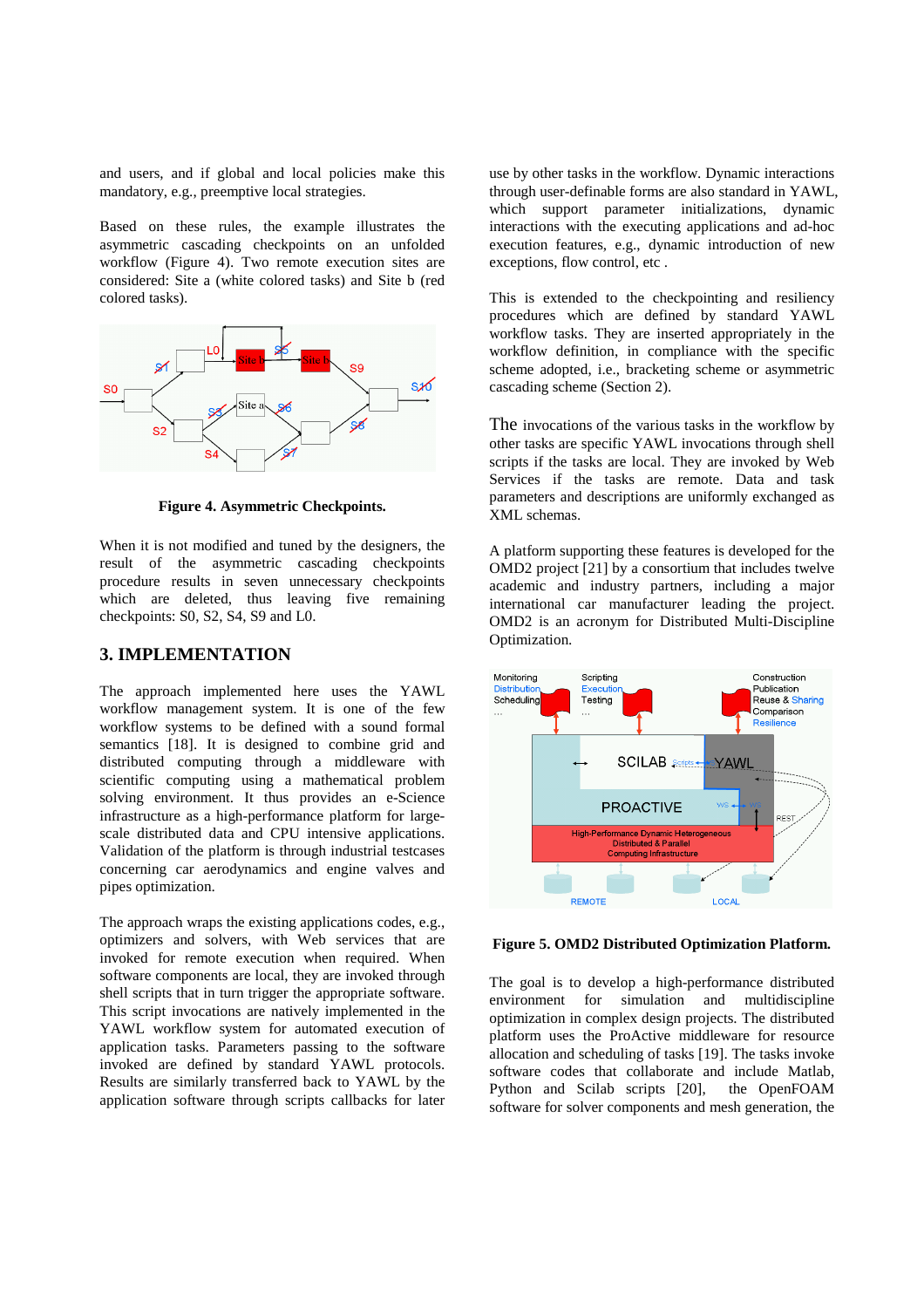and users, and if global and local policies make this mandatory, e.g., preemptive local strategies.

Based on these rules, the example illustrates the asymmetric cascading checkpoints on an unfolded workflow (Figure 4). Two remote execution sites are considered: Site a (white colored tasks) and Site b (red colored tasks).

S0
S1
S2
S3
S4
L0
Site b
S5
Site b
S9
S10
Site a
S6
S8
S7

**Figure 4. Asymmetric Checkpoints.**

When it is not modified and tuned by the designers, the result of the asymmetric cascading checkpoints procedure results in seven unnecessary checkpoints which are deleted, thus leaving five remaining checkpoints: S0, S2, S4, S9 and L0.

## 3. IMPLEMENTATION

The approach implemented here uses the YAWL workflow management system. It is one of the few workflow systems to be defined with a sound formal semantics [18]. It is designed to combine grid and distributed computing through a middleware with scientific computing using a mathematical problem solving environment. It thus provides an e-Science infrastructure as a high-performance platform for large-scale distributed data and CPU intensive applications. Validation of the platform is through industrial testcases concerning car aerodynamics and engine valves and pipes optimization.

The approach wraps the existing applications codes, e.g., optimizers and solvers, with Web services that are invoked for remote execution when required. When software components are local, they are invoked through shell scripts that in turn trigger the appropriate software. This script invocations are natively implemented in the YAWL workflow system for automated execution of application tasks. Parameters passing to the software invoked are defined by standard YAWL protocols. Results are similarly transferred back to YAWL by the application software through scripts callbacks for later use by other tasks in the workflow. Dynamic interactions through user-definable forms are also standard in YAWL, which support parameter initializations, dynamic interactions with the executing applications and ad-hoc execution features, e.g., dynamic introduction of new exceptions, flow control, etc .

This is extended to the checkpointing and resiliency procedures which are defined by standard YAWL workflow tasks. They are inserted appropriately in the workflow definition, in compliance with the specific scheme adopted, i.e., bracketing scheme or asymmetric cascading scheme (Section 2).

The invocations of the various tasks in the workflow by other tasks are specific YAWL invocations through shell scripts if the tasks are local. They are invoked by Web Services if the tasks are remote. Data and task parameters and descriptions are uniformly exchanged as XML schemas.

A platform supporting these features is developed for the OMD2 project [21] by a consortium that includes twelve academic and industry partners, including a major international car manufacturer leading the project. OMD2 is an acronym for Distributed Multi-Discipline Optimization.

Monitoring
Distribution
Scheduling
...
Scripting
Execution
Testing
...
Construction
Publication
Reuse & Sharing
Comparison
Resilience
SCILAB
Scripts
YAWL
PROACTIVE
WS
WS
REST
High-Performance Dynamic Heterogeneous Distributed & Parallel Computing Infrastructure
REMOTE
LOCAL

**Figure 5. OMD2 Distributed Optimization Platform.**

The goal is to develop a high-performance distributed environment for simulation and multidiscipline optimization in complex design projects. The distributed platform uses the ProActive middleware for resource allocation and scheduling of tasks [19]. The tasks invoke software codes that collaborate and include Matlab, Python and Scilab scripts [20], the OpenFOAM software for solver components and mesh generation, the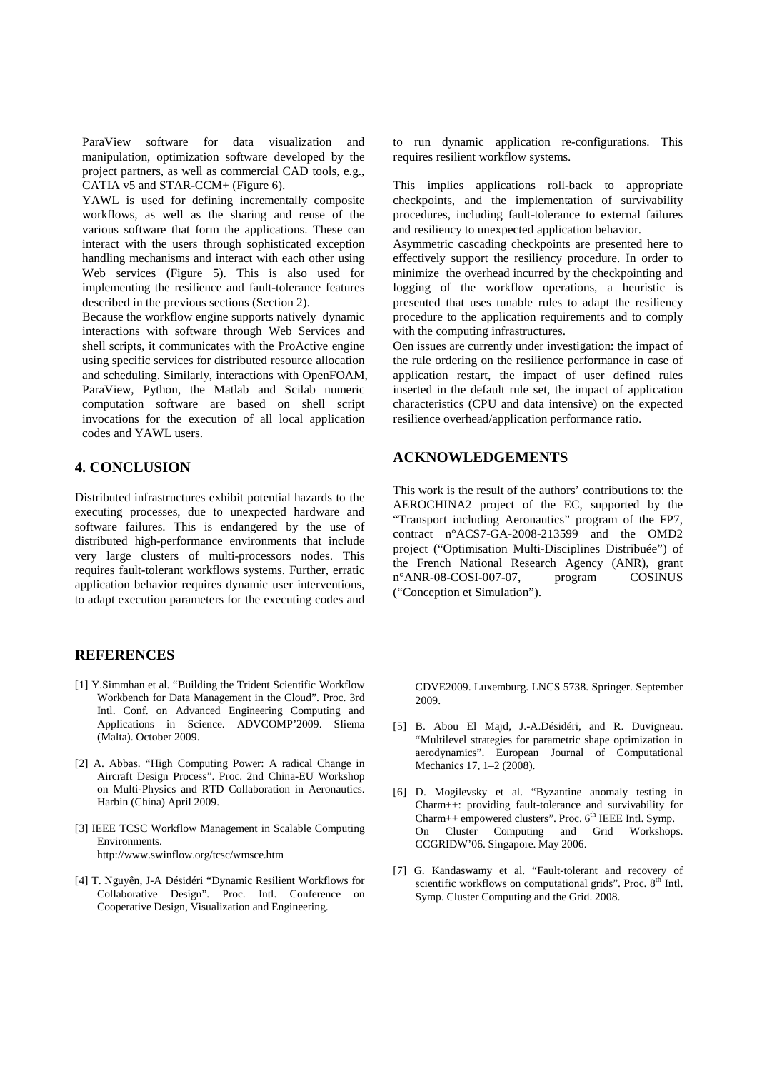ParaView software for data visualization and manipulation, optimization software developed by the project partners, as well as commercial CAD tools, e.g., CATIA v5 and STAR-CCM+ (Figure 6).

YAWL is used for defining incrementally composite workflows, as well as the sharing and reuse of the various software that form the applications. These can interact with the users through sophisticated exception handling mechanisms and interact with each other using Web services (Figure 5). This is also used for implementing the resilience and fault-tolerance features described in the previous sections (Section 2).

Because the workflow engine supports natively dynamic interactions with software through Web Services and shell scripts, it communicates with the ProActive engine using specific services for distributed resource allocation and scheduling. Similarly, interactions with OpenFOAM, ParaView, Python, the Matlab and Scilab numeric computation software are based on shell script invocations for the execution of all local application codes and YAWL users.

## 4. CONCLUSION

Distributed infrastructures exhibit potential hazards to the executing processes, due to unexpected hardware and software failures. This is endangered by the use of distributed high-performance environments that include very large clusters of multi-processors nodes. This requires fault-tolerant workflows systems. Further, erratic application behavior requires dynamic user interventions, to adapt execution parameters for the executing codes and to run dynamic application re-configurations. This requires resilient workflow systems.

This implies applications roll-back to appropriate checkpoints, and the implementation of survivability procedures, including fault-tolerance to external failures and resiliency to unexpected application behavior.

Asymmetric cascading checkpoints are presented here to effectively support the resiliency procedure. In order to minimize the overhead incurred by the checkpointing and logging of the workflow operations, a heuristic is presented that uses tunable rules to adapt the resiliency procedure to the application requirements and to comply with the computing infrastructures.

Oen issues are currently under investigation: the impact of the rule ordering on the resilience performance in case of application restart, the impact of user defined rules inserted in the default rule set, the impact of application characteristics (CPU and data intensive) on the expected resilience overhead/application performance ratio.

## ACKNOWLEDGEMENTS

This work is the result of the authors' contributions to: the AEROCHINA2 project of the EC, supported by the "Transport including Aeronautics" program of the FP7, contract n°ACS7-GA-2008-213599 and the OMD2 project ("Optimisation Multi-Disciplines Distribuée") of the French National Research Agency (ANR), grant n°ANR-08-COSI-007-07, program COSINUS ("Conception et Simulation").

## REFERENCES

[1] Y.Simmhan et al. "Building the Trident Scientific Workflow Workbench for Data Management in the Cloud". Proc. 3rd Intl. Conf. on Advanced Engineering Computing and Applications in Science. ADVCOMP'2009. Sliema (Malta). October 2009.

[2] A. Abbas. "High Computing Power: A radical Change in Aircraft Design Process". Proc. 2nd China-EU Workshop on Multi-Physics and RTD Collaboration in Aeronautics. Harbin (China) April 2009.

[3] IEEE TCSC Workflow Management in Scalable Computing Environments. http://www.swinflow.org/tcsc/wmsce.htm

[4] T. Nguyên, J-A Désidéri "Dynamic Resilient Workflows for Collaborative Design". Proc. Intl. Conference on Cooperative Design, Visualization and Engineering. CDVE2009. Luxemburg. LNCS 5738. Springer. September 2009.

[5] B. Abou El Majd, J.-A.Désidéri, and R. Duvigneau. "Multilevel strategies for parametric shape optimization in aerodynamics". European Journal of Computational Mechanics 17, 1–2 (2008).

[6] D. Mogilevsky et al. "Byzantine anomaly testing in Charm++: providing fault-tolerance and survivability for Charm++ empowered clusters". Proc. 6th IEEE Intl. Symp. On Cluster Computing and Grid Workshops. CCGRIDW'06. Singapore. May 2006.

[7] G. Kandaswamy et al. "Fault-tolerant and recovery of scientific workflows on computational grids". Proc. 8th Intl. Symp. Cluster Computing and the Grid. 2008.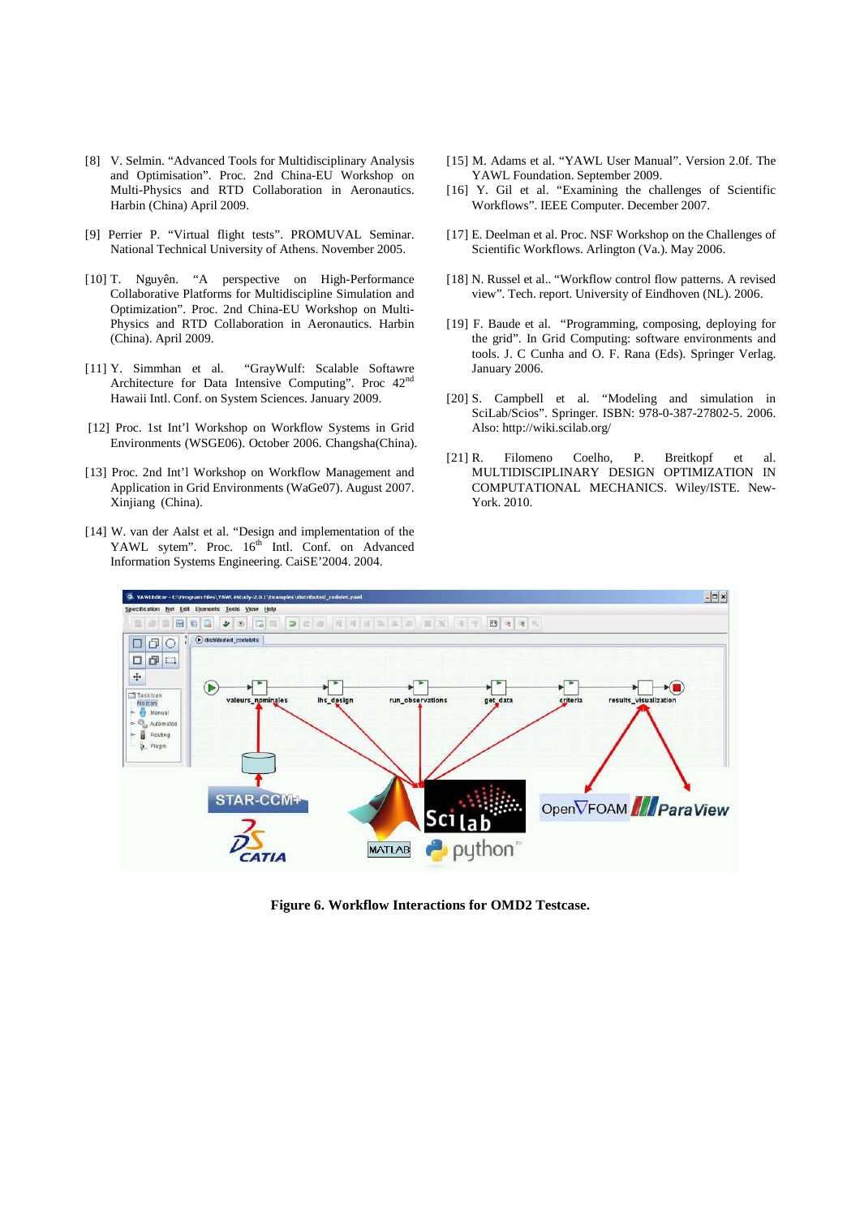[8] V. Selmin. "Advanced Tools for Multidisciplinary Analysis and Optimisation". Proc. 2nd China-EU Workshop on Multi-Physics and RTD Collaboration in Aeronautics. Harbin (China) April 2009.

[9] Perrier P. "Virtual flight tests". PROMUVAL Seminar. National Technical University of Athens. November 2005.

[10] T. Nguyên. "A perspective on High-Performance Collaborative Platforms for Multidiscipline Simulation and Optimization". Proc. 2nd China-EU Workshop on Multi-Physics and RTD Collaboration in Aeronautics. Harbin (China). April 2009.

[11] Y. Simmhan et al. "GrayWulf: Scalable Softawre Architecture for Data Intensive Computing". Proc 42nd Hawaii Intl. Conf. on System Sciences. January 2009.

[12] Proc. 1st Int'l Workshop on Workflow Systems in Grid Environments (WSGE06). October 2006. Changsha(China).

[13] Proc. 2nd Int'l Workshop on Workflow Management and Application in Grid Environments (WaGe07). August 2007. Xinjiang (China).

[14] W. van der Aalst et al. "Design and implementation of the YAWL sytem". Proc. 16th Intl. Conf. on Advanced Information Systems Engineering. CaiSE'2004. 2004.

[15] M. Adams et al. "YAWL User Manual". Version 2.0f. The YAWL Foundation. September 2009.

[16] Y. Gil et al. "Examining the challenges of Scientific Workflows". IEEE Computer. December 2007.

[17] E. Deelman et al. Proc. NSF Workshop on the Challenges of Scientific Workflows. Arlington (Va.). May 2006.

[18] N. Russel et al.. "Workflow control flow patterns. A revised view". Tech. report. University of Eindhoven (NL). 2006.

[19] F. Baude et al. "Programming, composing, deploying for the grid". In Grid Computing: software environments and tools. J. C Cunha and O. F. Rana (Eds). Springer Verlag. January 2006.

[20] S. Campbell et al. "Modeling and simulation in SciLab/Scios". Springer. ISBN: 978-0-387-27802-5. 2006. Also: http://wiki.scilab.org/

[21] R. Filomeno Coelho, P. Breitkopf et al. MULTIDISCIPLINARY DESIGN OPTIMIZATION IN COMPUTATIONAL MECHANICS. Wiley/ISTE. New-York. 2010.

**Figure 6. Workflow Interactions for OMD2 Testcase.**